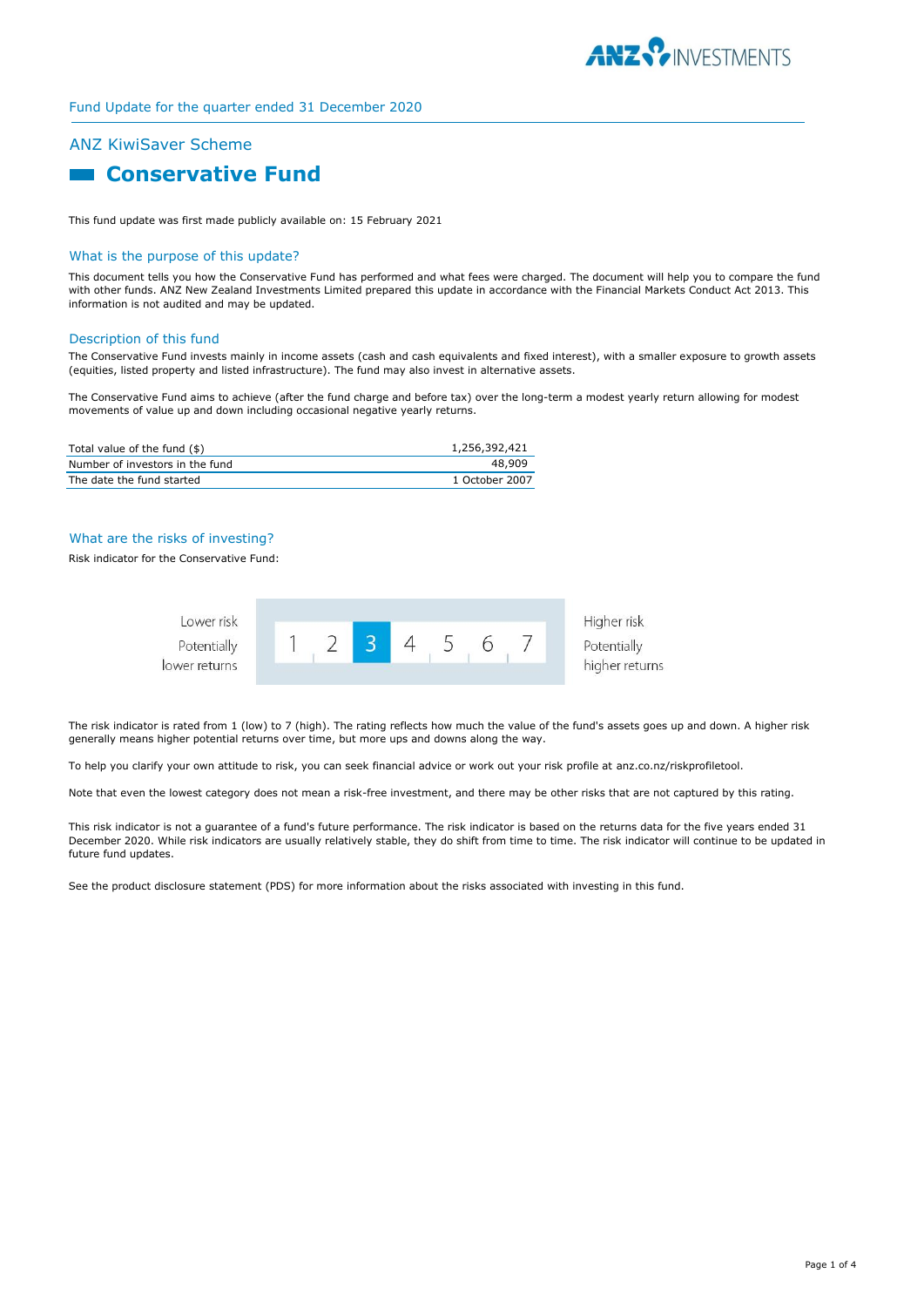Fund Update for the quarter ended 31 December 2020

## ANZ KiwiSaver Scheme

# Conservative Fund

This fund update was first made publicly available on: 15 February 2021

### What is the purpose of this update?

This document tells you how the Conservative Fund has performed and what fees were charged. The document will help you to compare the fund with other funds. ANZ New Zealand Investments Limited prepared this update in accordance with the Financial Markets Conduct Act 2013. This information is not audited and may be updated.

### Description of this fund

The Conservative Fund invests mainly in income assets (cash and cash equivalents and fixed interest), with a smaller exposure to growth assets (equities, listed property and listed infrastructure). The fund may also invest in alternative assets.

The Conservative Fund aims to achieve (after the fund charge and before tax) over the long-term a modest yearly return allowing for modest movements of value up and down including occasional negative yearly returns.

| | |
|---|---|
| Total value of the fund ($) | 1,256,392,421 |
| Number of investors in the fund | 48,909 |
| The date the fund started | 1 October 2007 |

### What are the risks of investing?

Risk indicator for the Conservative Fund:

| Lower risk<br>Potentially lower returns | 1 | 2 | **3** | 4 | 5 | 6 | 7 | Higher risk<br>Potentially higher returns |
|---|---|---|---|---|---|---|---|---|

The risk indicator is rated from 1 (low) to 7 (high). The rating reflects how much the value of the fund's assets goes up and down. A higher risk generally means higher potential returns over time, but more ups and downs along the way.

To help you clarify your own attitude to risk, you can seek financial advice or work out your risk profile at anz.co.nz/riskprofiletool.

Note that even the lowest category does not mean a risk-free investment, and there may be other risks that are not captured by this rating.

This risk indicator is not a guarantee of a fund's future performance. The risk indicator is based on the returns data for the five years ended 31 December 2020. While risk indicators are usually relatively stable, they do shift from time to time. The risk indicator will continue to be updated in future fund updates.

See the product disclosure statement (PDS) for more information about the risks associated with investing in this fund.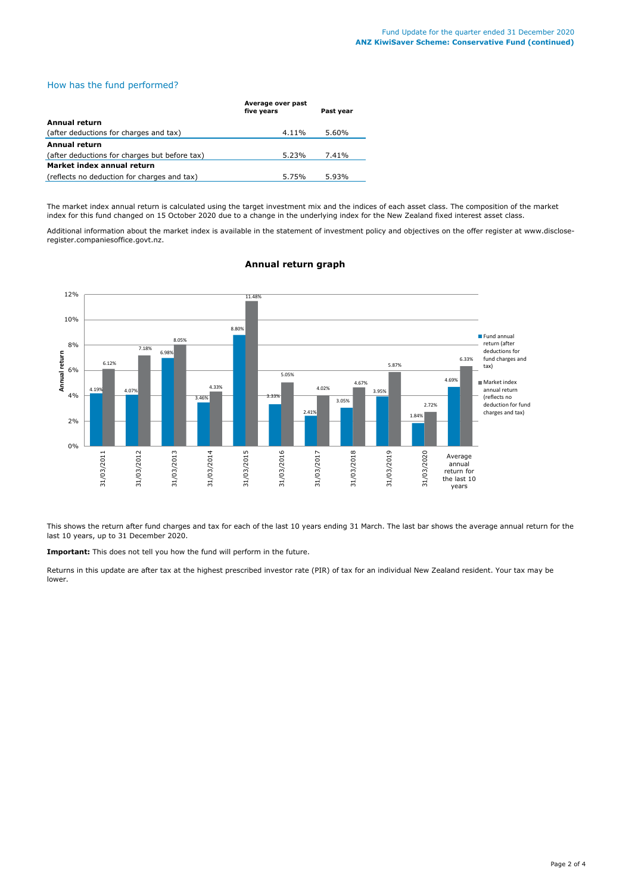## How has the fund performed?

| | Average over past five years | Past year |
|---|---|---|
| **Annual return** | | |
| (after deductions for charges and tax) | 4.11% | 5.60% |
| **Annual return** | | |
| (after deductions for charges but before tax) | 5.23% | 7.41% |
| **Market index annual return** | | |
| (reflects no deduction for charges and tax) | 5.75% | 5.93% |

The market index annual return is calculated using the target investment mix and the indices of each asset class. The composition of the market index for this fund changed on 15 October 2020 due to a change in the underlying index for the New Zealand fixed interest asset class.

Additional information about the market index is available in the statement of investment policy and objectives on the offer register at www.disclose-register.companiesoffice.govt.nz.

### Annual return graph

| | Fund annual return (after deductions for fund charges and tax) | Market index annual return (reflects no deduction for fund charges and tax) |
|---|---|---|
| 31/03/2011 | 4.19% | 6.12% |
| 31/03/2012 | 4.07% | 7.18% |
| 31/03/2013 | 6.98% | 8.05% |
| 31/03/2014 | 3.46% | 4.33% |
| 31/03/2015 | 8.80% | 11.48% |
| 31/03/2016 | 3.33% | 5.05% |
| 31/03/2017 | 2.41% | 4.02% |
| 31/03/2018 | 3.05% | 4.67% |
| 31/03/2019 | 3.95% | 5.87% |
| 31/03/2020 | 1.84% | 2.72% |
| Average annual return for the last 10 years | 4.69% | 6.33% |

This shows the return after fund charges and tax for each of the last 10 years ending 31 March. The last bar shows the average annual return for the last 10 years, up to 31 December 2020.

**Important:** This does not tell you how the fund will perform in the future.

Returns in this update are after tax at the highest prescribed investor rate (PIR) of tax for an individual New Zealand resident. Your tax may be lower.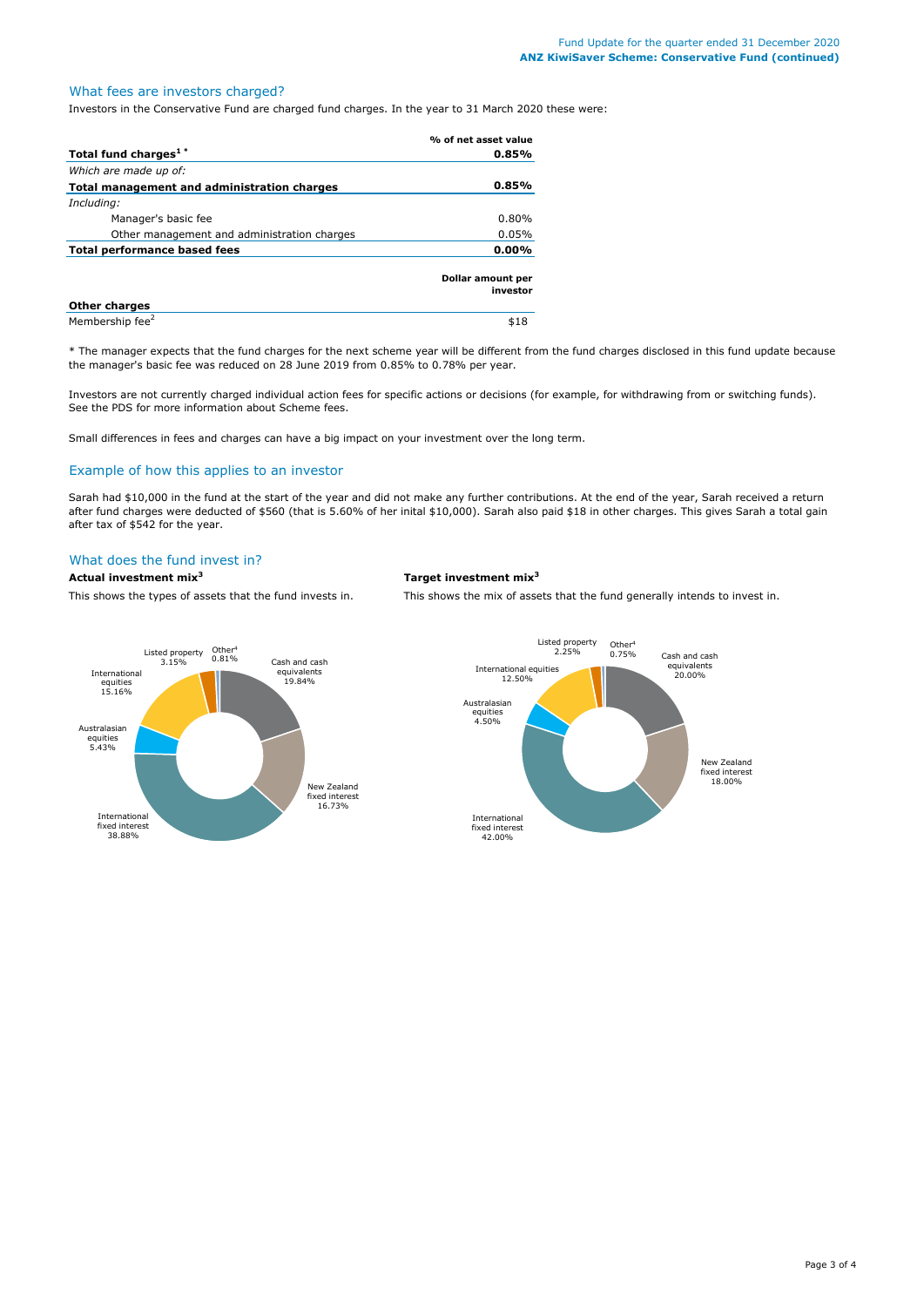## What fees are investors charged?

Investors in the Conservative Fund are charged fund charges. In the year to 31 March 2020 these were:

| | % of net asset value |
|---|---|
| **Total fund charges[1] \*** | **0.85%** |
| *Which are made up of:* | |
| **Total management and administration charges** | **0.85%** |
| *Including:* | |
| Manager's basic fee | 0.80% |
| Other management and administration charges | 0.05% |
| **Total performance based fees** | **0.00%** |

| | Dollar amount per investor |
|---|---|
| **Other charges** | |
| Membership fee[2] | $18 |

\* The manager expects that the fund charges for the next scheme year will be different from the fund charges disclosed in this fund update because the manager's basic fee was reduced on 28 June 2019 from 0.85% to 0.78% per year.

Investors are not currently charged individual action fees for specific actions or decisions (for example, for withdrawing from or switching funds). See the PDS for more information about Scheme fees.

Small differences in fees and charges can have a big impact on your investment over the long term.

## Example of how this applies to an investor

Sarah had $10,000 in the fund at the start of the year and did not make any further contributions. At the end of the year, Sarah received a return after fund charges were deducted of $560 (that is 5.60% of her inital $10,000). Sarah also paid $18 in other charges. This gives Sarah a total gain after tax of $542 for the year.

## What does the fund invest in?

### Actual investment mix[3]

This shows the types of assets that the fund invests in.

| Asset type | % |
|---|---|
| Cash and cash equivalents | 19.84% |
| New Zealand fixed interest | 16.73% |
| International fixed interest | 38.88% |
| Australasian equities | 5.43% |
| International equities | 15.16% |
| Listed property | 3.15% |
| Other[4] | 0.81% |

### Target investment mix[3]

This shows the mix of assets that the fund generally intends to invest in.

| Asset type | % |
|---|---|
| Cash and cash equivalents | 20.00% |
| New Zealand fixed interest | 18.00% |
| International fixed interest | 42.00% |
| Australasian equities | 4.50% |
| International equities | 12.50% |
| Listed property | 2.25% |
| Other[4] | 0.75% |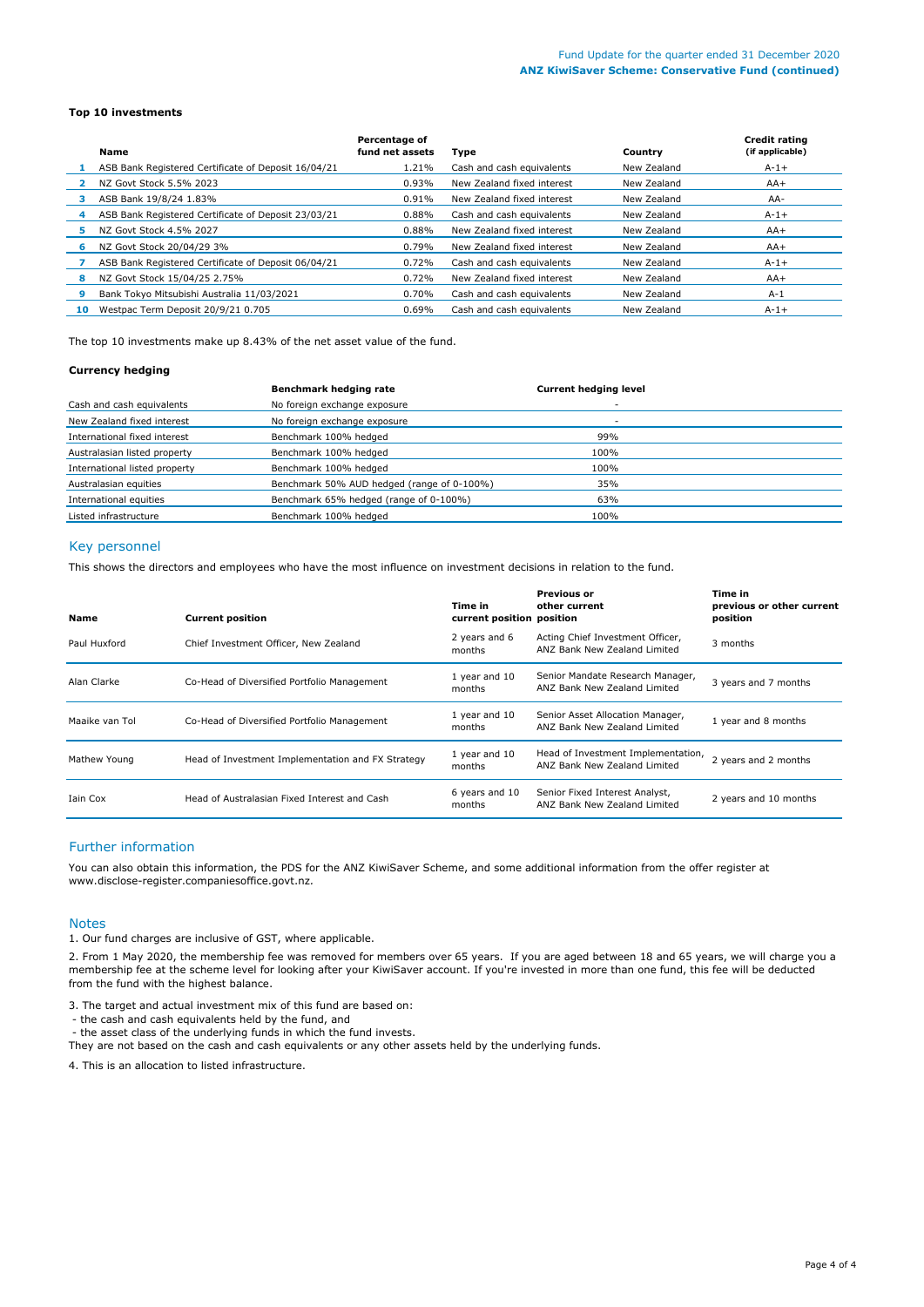### Top 10 investments

| | Name | Percentage of fund net assets | Type | Country | Credit rating (if applicable) |
|---|---|---|---|---|---|
| 1 | ASB Bank Registered Certificate of Deposit 16/04/21 | 1.21% | Cash and cash equivalents | New Zealand | A-1+ |
| 2 | NZ Govt Stock 5.5% 2023 | 0.93% | New Zealand fixed interest | New Zealand | AA+ |
| 3 | ASB Bank 19/8/24 1.83% | 0.91% | New Zealand fixed interest | New Zealand | AA- |
| 4 | ASB Bank Registered Certificate of Deposit 23/03/21 | 0.88% | Cash and cash equivalents | New Zealand | A-1+ |
| 5 | NZ Govt Stock 4.5% 2027 | 0.88% | New Zealand fixed interest | New Zealand | AA+ |
| 6 | NZ Govt Stock 20/04/29 3% | 0.79% | New Zealand fixed interest | New Zealand | AA+ |
| 7 | ASB Bank Registered Certificate of Deposit 06/04/21 | 0.72% | Cash and cash equivalents | New Zealand | A-1+ |
| 8 | NZ Govt Stock 15/04/25 2.75% | 0.72% | New Zealand fixed interest | New Zealand | AA+ |
| 9 | Bank Tokyo Mitsubishi Australia 11/03/2021 | 0.70% | Cash and cash equivalents | New Zealand | A-1 |
| 10 | Westpac Term Deposit 20/9/21 0.705 | 0.69% | Cash and cash equivalents | New Zealand | A-1+ |

The top 10 investments make up 8.43% of the net asset value of the fund.

### Currency hedging

| | Benchmark hedging rate | Current hedging level |
|---|---|---|
| Cash and cash equivalents | No foreign exchange exposure | - |
| New Zealand fixed interest | No foreign exchange exposure | - |
| International fixed interest | Benchmark 100% hedged | 99% |
| Australasian listed property | Benchmark 100% hedged | 100% |
| International listed property | Benchmark 100% hedged | 100% |
| Australasian equities | Benchmark 50% AUD hedged (range of 0-100%) | 35% |
| International equities | Benchmark 65% hedged (range of 0-100%) | 63% |
| Listed infrastructure | Benchmark 100% hedged | 100% |

## Key personnel

This shows the directors and employees who have the most influence on investment decisions in relation to the fund.

| Name | Current position | Time in current position | Previous or other current position | Time in previous or other current position |
|---|---|---|---|---|
| Paul Huxford | Chief Investment Officer, New Zealand | 2 years and 6 months | Acting Chief Investment Officer, ANZ Bank New Zealand Limited | 3 months |
| Alan Clarke | Co-Head of Diversified Portfolio Management | 1 year and 10 months | Senior Mandate Research Manager, ANZ Bank New Zealand Limited | 3 years and 7 months |
| Maaike van Tol | Co-Head of Diversified Portfolio Management | 1 year and 10 months | Senior Asset Allocation Manager, ANZ Bank New Zealand Limited | 1 year and 8 months |
| Mathew Young | Head of Investment Implementation and FX Strategy | 1 year and 10 months | Head of Investment Implementation, ANZ Bank New Zealand Limited | 2 years and 2 months |
| Iain Cox | Head of Australasian Fixed Interest and Cash | 6 years and 10 months | Senior Fixed Interest Analyst, ANZ Bank New Zealand Limited | 2 years and 10 months |

## Further information

You can also obtain this information, the PDS for the ANZ KiwiSaver Scheme, and some additional information from the offer register at www.disclose-register.companiesoffice.govt.nz.

## Notes

1. Our fund charges are inclusive of GST, where applicable.

2. From 1 May 2020, the membership fee was removed for members over 65 years. If you are aged between 18 and 65 years, we will charge you a membership fee at the scheme level for looking after your KiwiSaver account. If you're invested in more than one fund, this fee will be deducted from the fund with the highest balance.

3. The target and actual investment mix of this fund are based on:
 - the cash and cash equivalents held by the fund, and
 - the asset class of the underlying funds in which the fund invests.

They are not based on the cash and cash equivalents or any other assets held by the underlying funds.

4. This is an allocation to listed infrastructure.